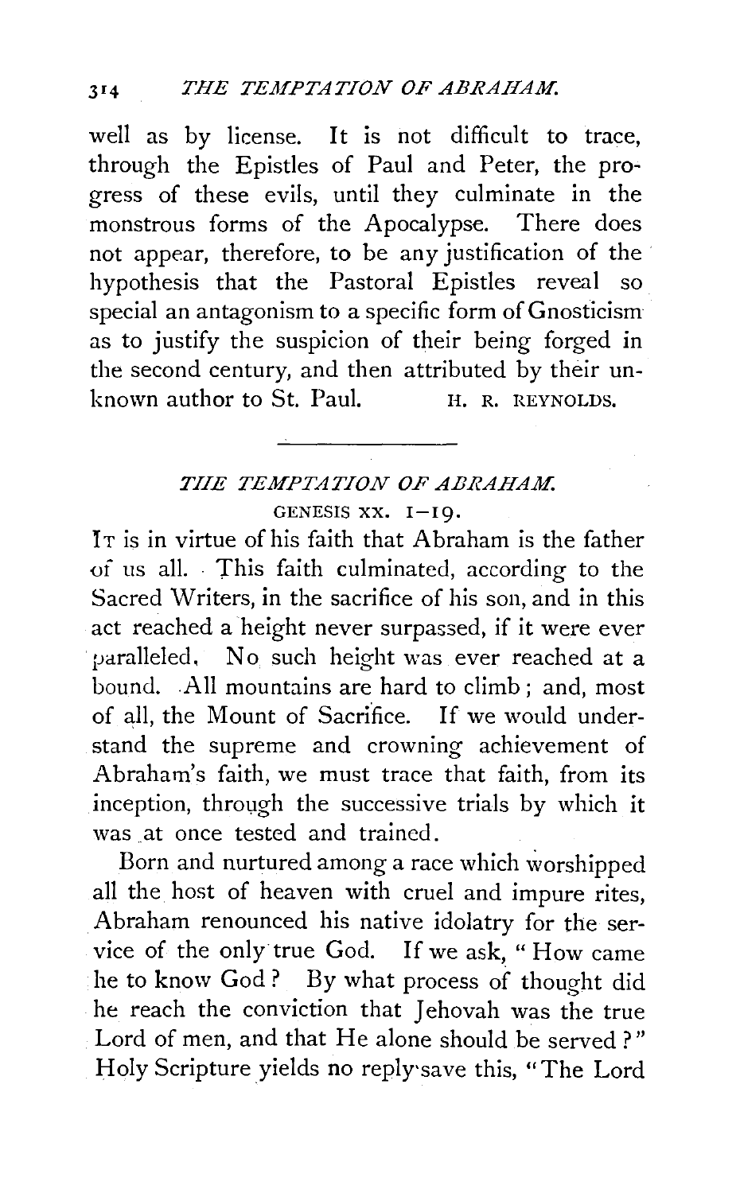well as by license. It is not difficult to trace, through the Epistles of Paul and Peter, the progress of these evils, until they culminate in the monstrous forms of the Apocalypse. There does not appear, therefore, to be any justification of the hypothesis that the Pastoral Epistles reveal so special an antagonism to a specific form of Gnosticism as to justify the suspicion of their being forged in the second century, and then attributed by their unknown author to St. Paul.

H. R. REYNOLDS.

---

## *THE TEMPTATION OF ABRAHAM.*

GENESIS XX. 1–19.

IT is in virtue of his faith that Abraham is the father of us all. This faith culminated, according to the Sacred Writers, in the sacrifice of his son, and in this act reached a height never surpassed, if it were ever paralleled. No such height was ever reached at a bound. All mountains are hard to climb; and, most of all, the Mount of Sacrifice. If we would understand the supreme and crowning achievement of Abraham's faith, we must trace that faith, from its inception, through the successive trials by which it was at once tested and trained.

Born and nurtured among a race which worshipped all the host of heaven with cruel and impure rites, Abraham renounced his native idolatry for the service of the only true God. If we ask, "How came he to know God? By what process of thought did he reach the conviction that Jehovah was the true Lord of men, and that He alone should be served?" Holy Scripture yields no reply save this, "The Lord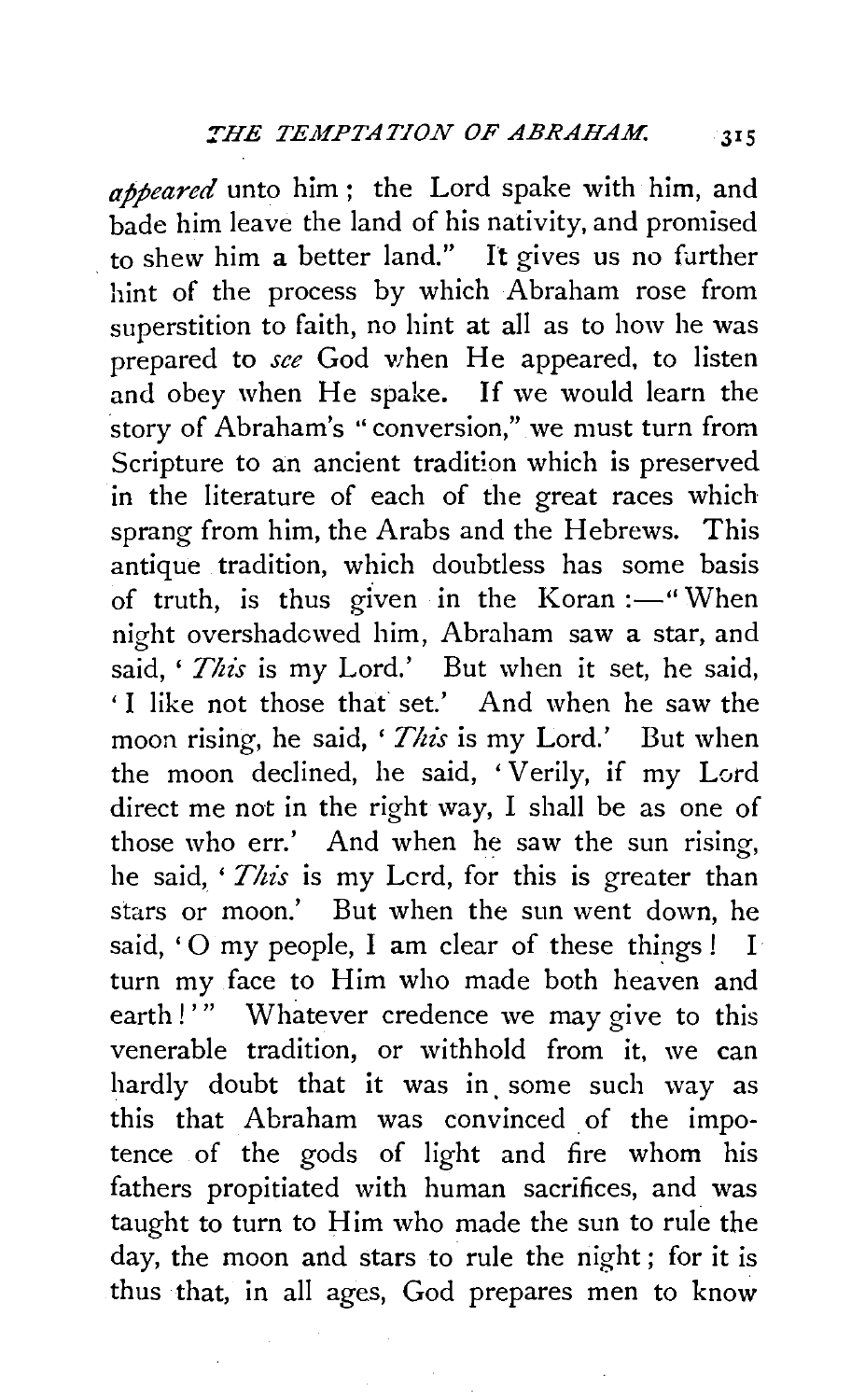*appeared* unto him; the Lord spake with him, and bade him leave the land of his nativity, and promised to shew him a better land." It gives us no further hint of the process by which Abraham rose from superstition to faith, no hint at all as to how he was prepared to *see* God when He appeared, to listen and obey when He spake. If we would learn the story of Abraham's "conversion," we must turn from Scripture to an ancient tradition which is preserved in the literature of each of the great races which sprang from him, the Arabs and the Hebrews. This antique tradition, which doubtless has some basis of truth, is thus given in the Koran:—"When night overshadowed him, Abraham saw a star, and said, '*This* is my Lord.' But when it set, he said, 'I like not those that set.' And when he saw the moon rising, he said, '*This* is my Lord.' But when the moon declined, he said, 'Verily, if my Lord direct me not in the right way, I shall be as one of those who err.' And when he saw the sun rising, he said, '*This* is my Lord, for this is greater than stars or moon.' But when the sun went down, he said, 'O my people, I am clear of these things! I turn my face to Him who made both heaven and earth!'" Whatever credence we may give to this venerable tradition, or withhold from it, we can hardly doubt that it was in some such way as this that Abraham was convinced of the impotence of the gods of light and fire whom his fathers propitiated with human sacrifices, and was taught to turn to Him who made the sun to rule the day, the moon and stars to rule the night; for it is thus that, in all ages, God prepares men to know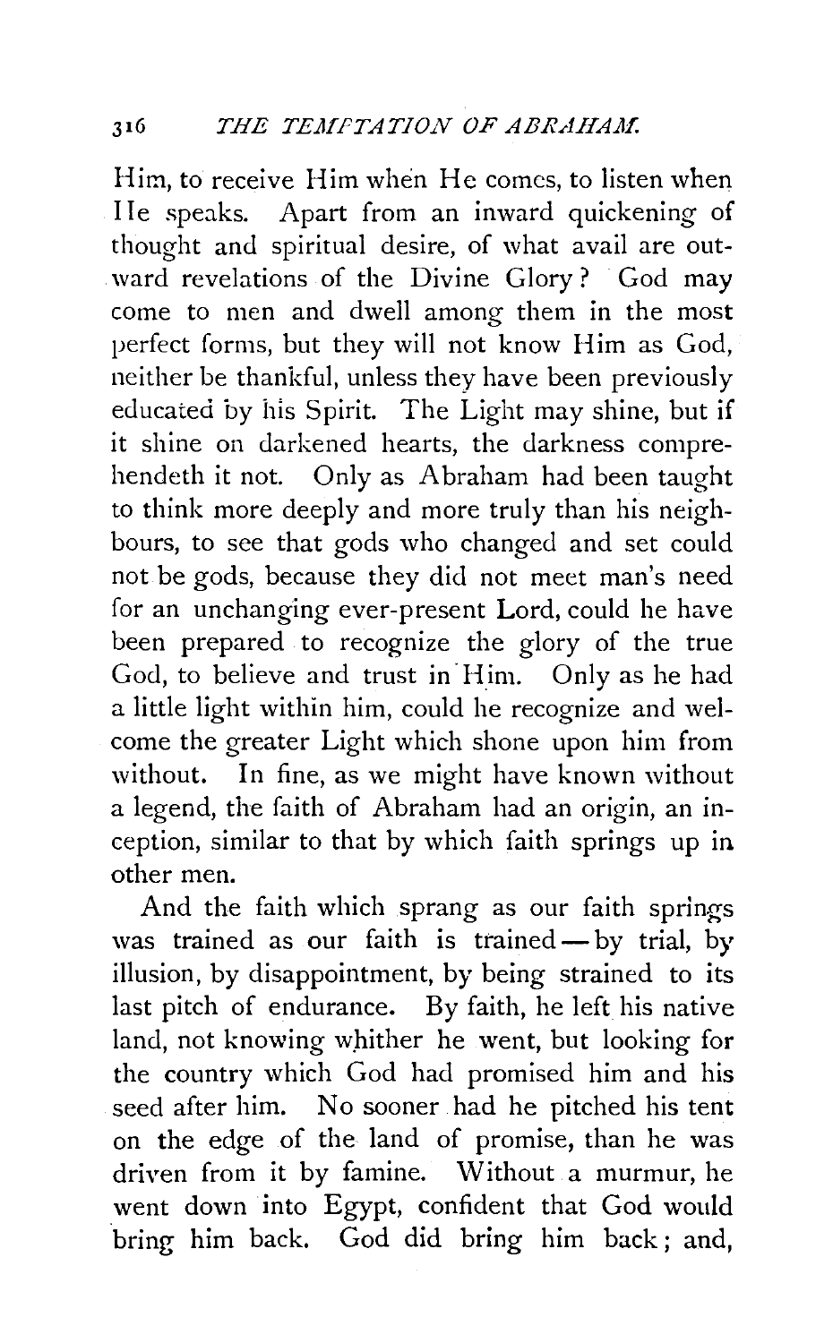Him, to receive Him when He comes, to listen when He speaks. Apart from an inward quickening of thought and spiritual desire, of what avail are outward revelations of the Divine Glory? God may come to men and dwell among them in the most perfect forms, but they will not know Him as God, neither be thankful, unless they have been previously educated by his Spirit. The Light may shine, but if it shine on darkened hearts, the darkness comprehendeth it not. Only as Abraham had been taught to think more deeply and more truly than his neighbours, to see that gods who changed and set could not be gods, because they did not meet man's need for an unchanging ever-present Lord, could he have been prepared to recognize the glory of the true God, to believe and trust in Him. Only as he had a little light within him, could he recognize and welcome the greater Light which shone upon him from without. In fine, as we might have known without a legend, the faith of Abraham had an origin, an inception, similar to that by which faith springs up in other men.

And the faith which sprang as our faith springs was trained as our faith is trained—by trial, by illusion, by disappointment, by being strained to its last pitch of endurance. By faith, he left his native land, not knowing whither he went, but looking for the country which God had promised him and his seed after him. No sooner had he pitched his tent on the edge of the land of promise, than he was driven from it by famine. Without a murmur, he went down into Egypt, confident that God would bring him back. God did bring him back; and,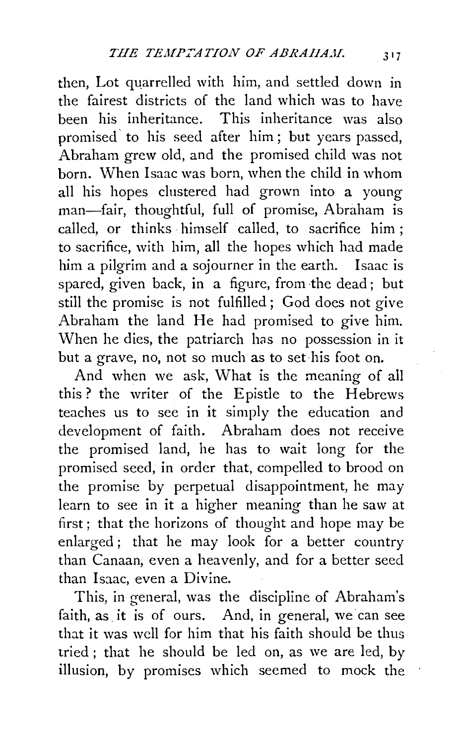then, Lot quarrelled with him, and settled down in the fairest districts of the land which was to have been his inheritance. This inheritance was also promised to his seed after him; but years passed, Abraham grew old, and the promised child was not born. When Isaac was born, when the child in whom all his hopes clustered had grown into a young man—fair, thoughtful, full of promise, Abraham is called, or thinks himself called, to sacrifice him; to sacrifice, with him, all the hopes which had made him a pilgrim and a sojourner in the earth. Isaac is spared, given back, in a figure, from the dead; but still the promise is not fulfilled; God does not give Abraham the land He had promised to give him. When he dies, the patriarch has no possession in it but a grave, no, not so much as to set his foot on.

And when we ask, What is the meaning of all this? the writer of the Epistle to the Hebrews teaches us to see in it simply the education and development of faith. Abraham does not receive the promised land, he has to wait long for the promised seed, in order that, compelled to brood on the promise by perpetual disappointment, he may learn to see in it a higher meaning than he saw at first; that the horizons of thought and hope may be enlarged; that he may look for a better country than Canaan, even a heavenly, and for a better seed than Isaac, even a Divine.

This, in general, was the discipline of Abraham's faith, as it is of ours. And, in general, we can see that it was well for him that his faith should be thus tried; that he should be led on, as we are led, by illusion, by promises which seemed to mock the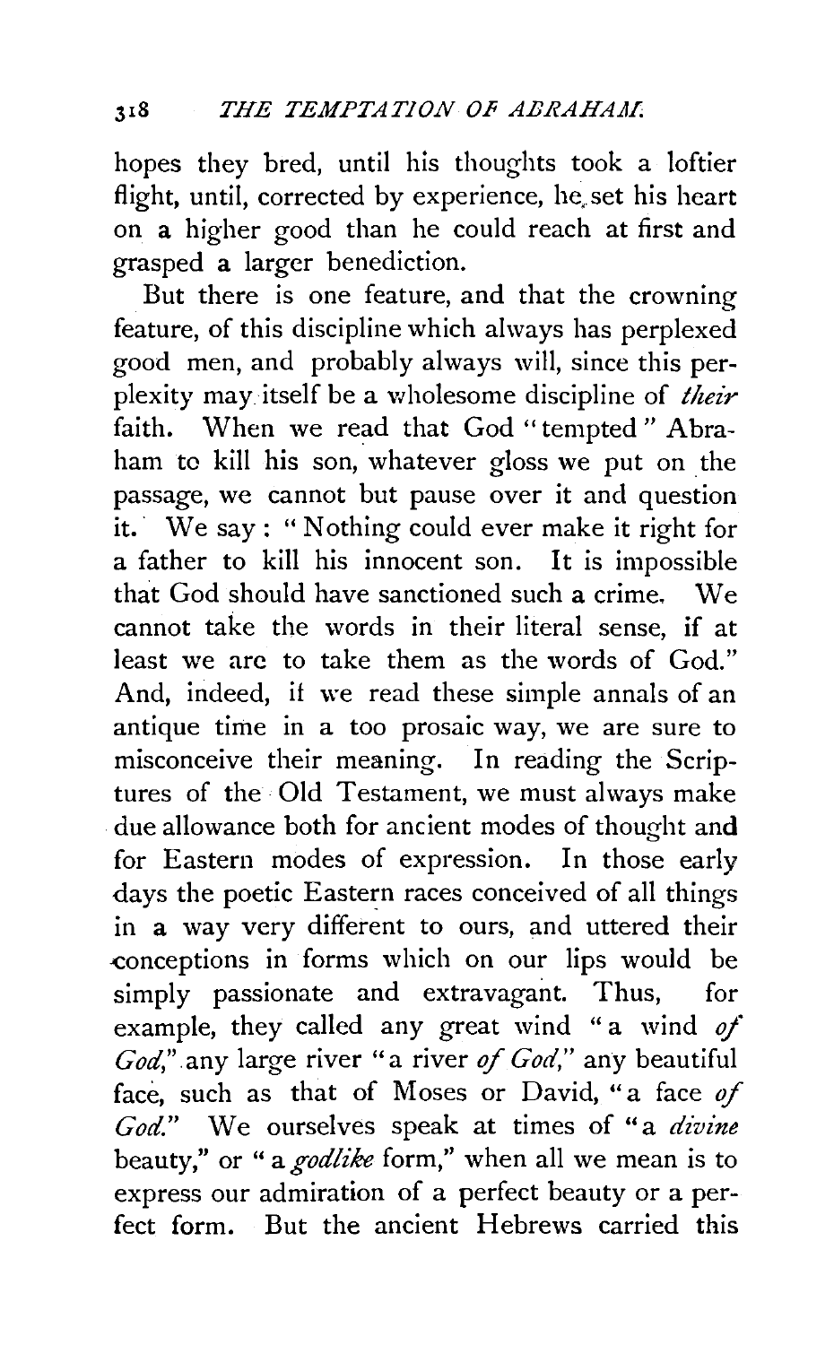hopes they bred, until his thoughts took a loftier flight, until, corrected by experience, he set his heart on a higher good than he could reach at first and grasped a larger benediction.

But there is one feature, and that the crowning feature, of this discipline which always has perplexed good men, and probably always will, since this perplexity may itself be a wholesome discipline of *their* faith. When we read that God "tempted" Abraham to kill his son, whatever gloss we put on the passage, we cannot but pause over it and question it. We say: "Nothing could ever make it right for a father to kill his innocent son. It is impossible that God should have sanctioned such a crime. We cannot take the words in their literal sense, if at least we are to take them as the words of God." And, indeed, if we read these simple annals of an antique time in a too prosaic way, we are sure to misconceive their meaning. In reading the Scriptures of the Old Testament, we must always make due allowance both for ancient modes of thought and for Eastern modes of expression. In those early days the poetic Eastern races conceived of all things in a way very different to ours, and uttered their conceptions in forms which on our lips would be simply passionate and extravagant. Thus, for example, they called any great wind "a wind *of God*," any large river "a river *of God*," any beautiful face, such as that of Moses or David, "a face *of God*." We ourselves speak at times of "a *divine* beauty," or "a *godlike* form," when all we mean is to express our admiration of a perfect beauty or a perfect form. But the ancient Hebrews carried this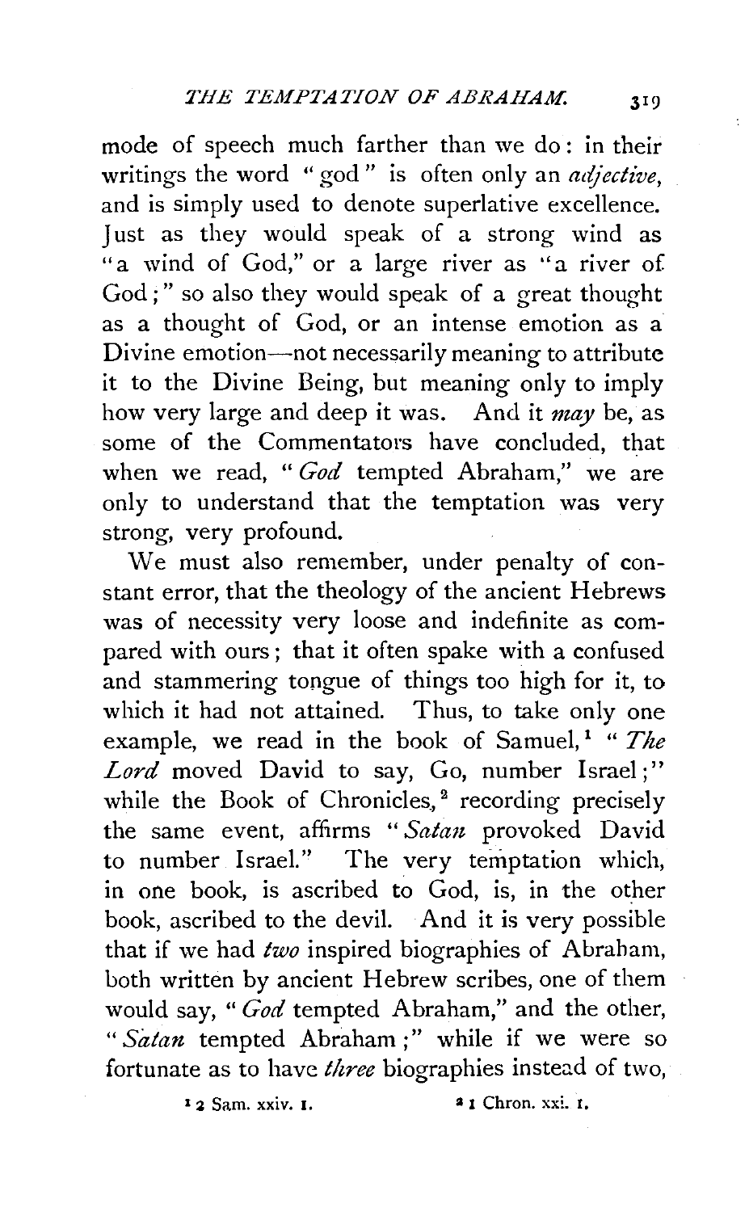mode of speech much farther than we do: in their writings the word "god" is often only an *adjective*, and is simply used to denote superlative excellence. Just as they would speak of a strong wind as "a wind of God," or a large river as "a river of God;" so also they would speak of a great thought as a thought of God, or an intense emotion as a Divine emotion—not necessarily meaning to attribute it to the Divine Being, but meaning only to imply how very large and deep it was. And it *may* be, as some of the Commentators have concluded, that when we read, "*God* tempted Abraham," we are only to understand that the temptation was very strong, very profound.

We must also remember, under penalty of constant error, that the theology of the ancient Hebrews was of necessity very loose and indefinite as compared with ours; that it often spake with a confused and stammering tongue of things too high for it, to which it had not attained. Thus, to take only one example, we read in the book of Samuel,[1] "*The Lord* moved David to say, Go, number Israel;" while the Book of Chronicles,[2] recording precisely the same event, affirms "*Satan* provoked David to number Israel." The very temptation which, in one book, is ascribed to God, is, in the other book, ascribed to the devil. And it is very possible that if we had *two* inspired biographies of Abraham, both written by ancient Hebrew scribes, one of them would say, "*God* tempted Abraham," and the other, "*Satan* tempted Abraham;" while if we were so fortunate as to have *three* biographies instead of two,

[1] 2 Sam. xxiv. 1. [2] 1 Chron. xxi. 1.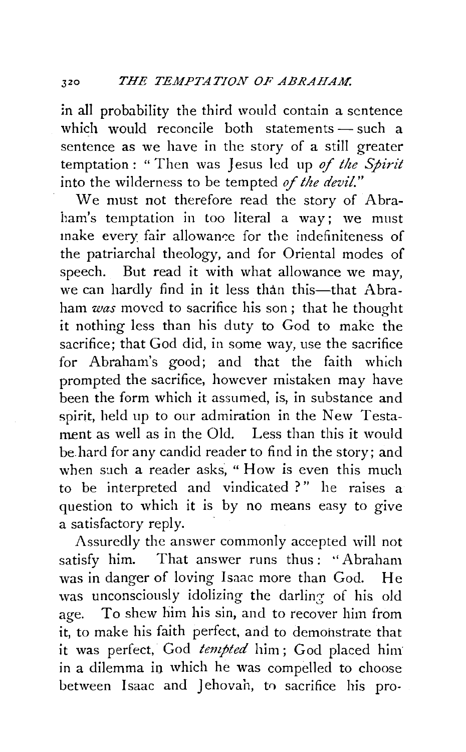in all probability the third would contain a sentence which would reconcile both statements — such a sentence as we have in the story of a still greater temptation: "Then was Jesus led up *of the Spirit* into the wilderness to be tempted *of the devil.*"

We must not therefore read the story of Abraham's temptation in too literal a way; we must make every fair allowance for the indefiniteness of the patriarchal theology, and for Oriental modes of speech. But read it with what allowance we may, we can hardly find in it less than this—that Abraham *was* moved to sacrifice his son; that he thought it nothing less than his duty to God to make the sacrifice; that God did, in some way, use the sacrifice for Abraham's good; and that the faith which prompted the sacrifice, however mistaken may have been the form which it assumed, is, in substance and spirit, held up to our admiration in the New Testament as well as in the Old. Less than this it would be hard for any candid reader to find in the story; and when such a reader asks, "How is even this much to be interpreted and vindicated?" he raises a question to which it is by no means easy to give a satisfactory reply.

Assuredly the answer commonly accepted will not satisfy him. That answer runs thus: "Abraham was in danger of loving Isaac more than God. He was unconsciously idolizing the darling of his old age. To shew him his sin, and to recover him from it, to make his faith perfect, and to demonstrate that it was perfect, God *tempted* him; God placed him in a dilemma in which he was compelled to choose between Isaac and Jehovah, to sacrifice his pro-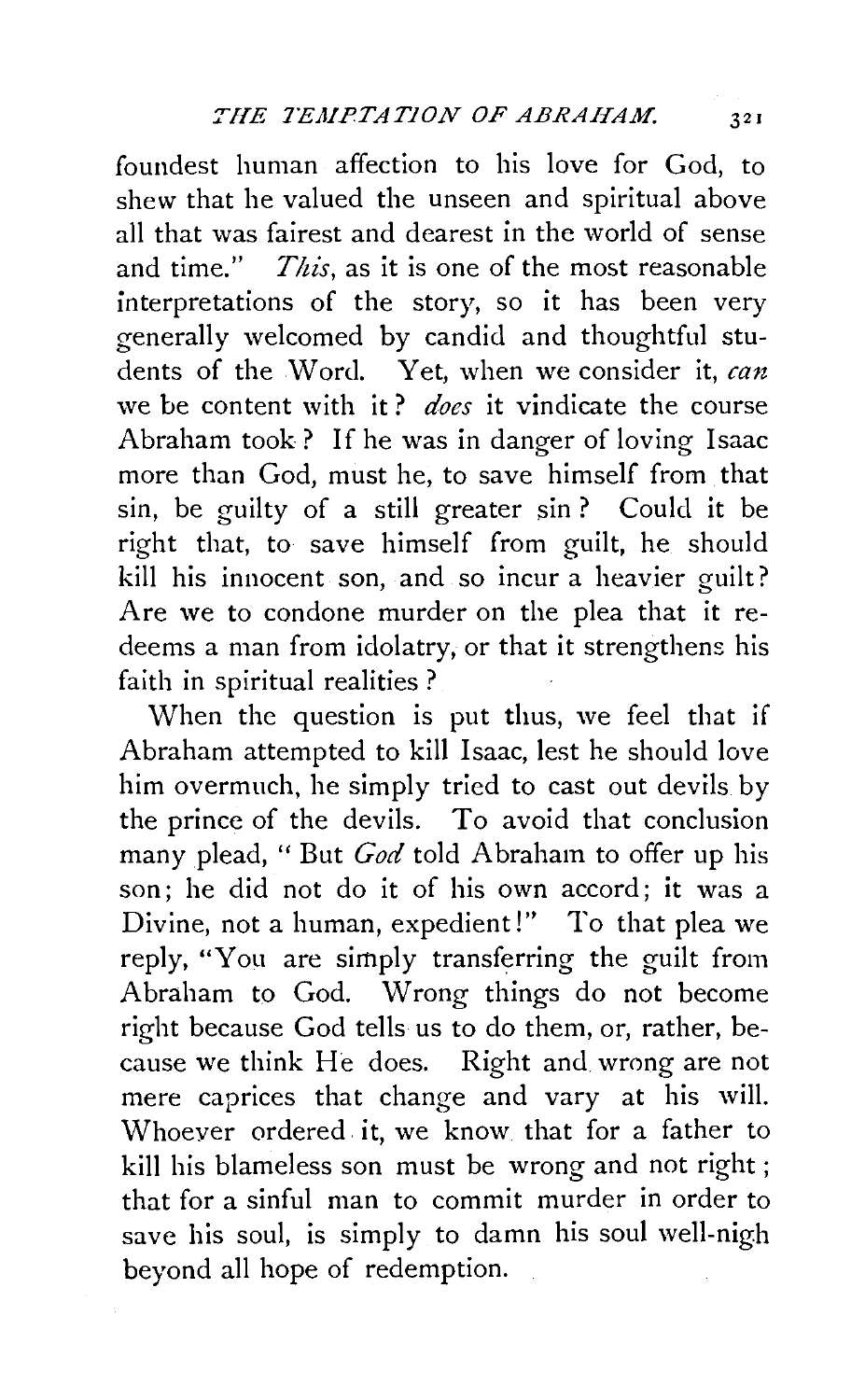foundest human affection to his love for God, to shew that he valued the unseen and spiritual above all that was fairest and dearest in the world of sense and time." *This*, as it is one of the most reasonable interpretations of the story, so it has been very generally welcomed by candid and thoughtful students of the Word. Yet, when we consider it, *can* we be content with it? *does* it vindicate the course Abraham took? If he was in danger of loving Isaac more than God, must he, to save himself from that sin, be guilty of a still greater sin? Could it be right that, to save himself from guilt, he should kill his innocent son, and so incur a heavier guilt? Are we to condone murder on the plea that it redeems a man from idolatry, or that it strengthens his faith in spiritual realities?

When the question is put thus, we feel that if Abraham attempted to kill Isaac, lest he should love him overmuch, he simply tried to cast out devils by the prince of the devils. To avoid that conclusion many plead, "But *God* told Abraham to offer up his son; he did not do it of his own accord; it was a Divine, not a human, expedient!" To that plea we reply, "You are simply transferring the guilt from Abraham to God. Wrong things do not become right because God tells us to do them, or, rather, because we think He does. Right and wrong are not mere caprices that change and vary at his will. Whoever ordered it, we know that for a father to kill his blameless son must be wrong and not right; that for a sinful man to commit murder in order to save his soul, is simply to damn his soul well-nigh beyond all hope of redemption.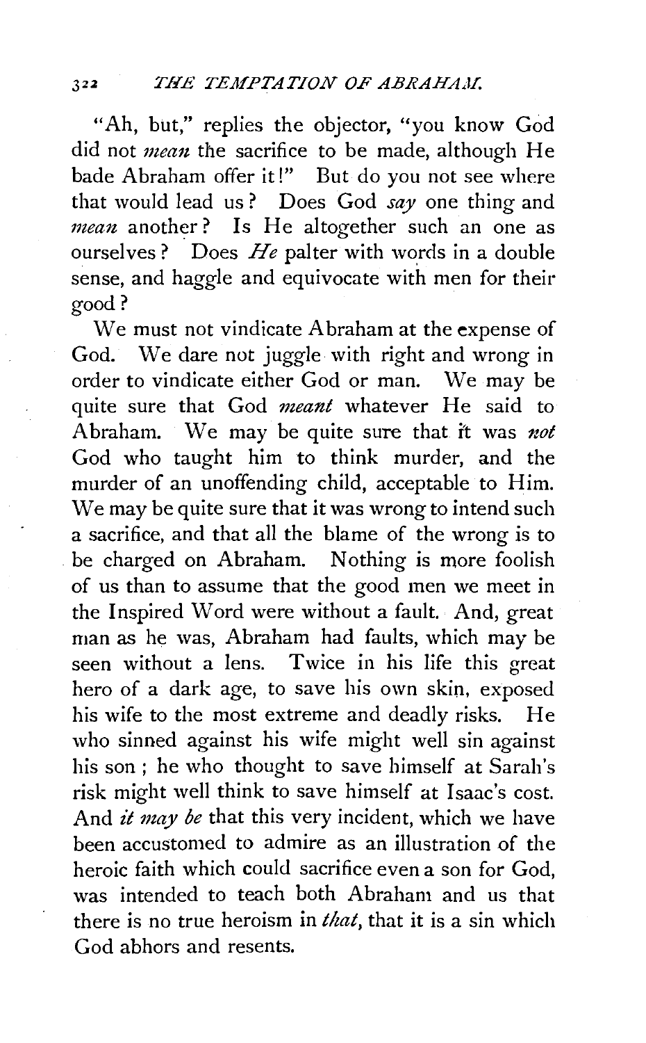"Ah, but," replies the objector, "you know God did not *mean* the sacrifice to be made, although He bade Abraham offer it!" But do you not see where that would lead us? Does God *say* one thing and *mean* another? Is He altogether such an one as ourselves? Does *He* palter with words in a double sense, and haggle and equivocate with men for their good?

We must not vindicate Abraham at the expense of God. We dare not juggle with right and wrong in order to vindicate either God or man. We may be quite sure that God *meant* whatever He said to Abraham. We may be quite sure that it was *not* God who taught him to think murder, and the murder of an unoffending child, acceptable to Him. We may be quite sure that it was wrong to intend such a sacrifice, and that all the blame of the wrong is to be charged on Abraham. Nothing is more foolish of us than to assume that the good men we meet in the Inspired Word were without a fault. And, great man as he was, Abraham had faults, which may be seen without a lens. Twice in his life this great hero of a dark age, to save his own skin, exposed his wife to the most extreme and deadly risks. He who sinned against his wife might well sin against his son; he who thought to save himself at Sarah's risk might well think to save himself at Isaac's cost. And *it may be* that this very incident, which we have been accustomed to admire as an illustration of the heroic faith which could sacrifice even a son for God, was intended to teach both Abraham and us that there is no true heroism in *that*, that it is a sin which God abhors and resents.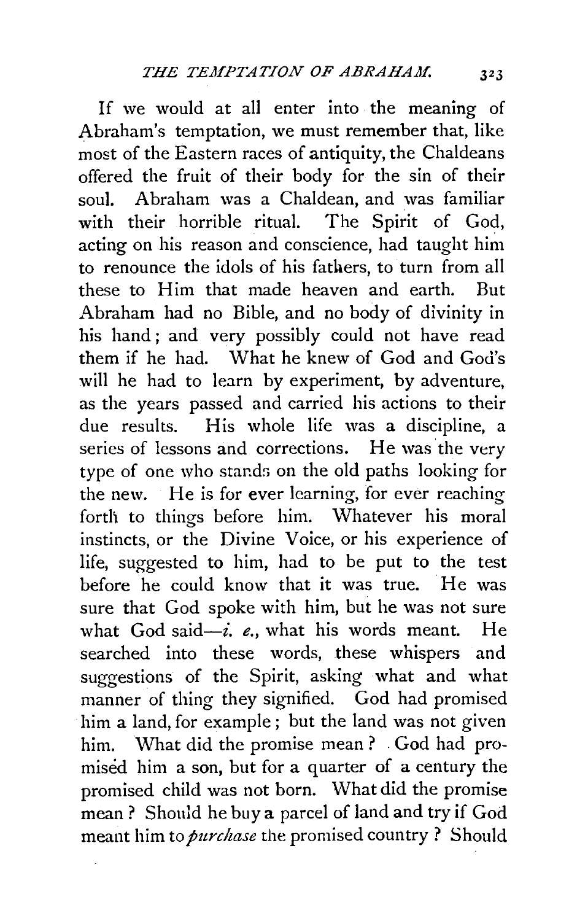If we would at all enter into the meaning of Abraham's temptation, we must remember that, like most of the Eastern races of antiquity, the Chaldeans offered the fruit of their body for the sin of their soul. Abraham was a Chaldean, and was familiar with their horrible ritual. The Spirit of God, acting on his reason and conscience, had taught him to renounce the idols of his fathers, to turn from all these to Him that made heaven and earth. But Abraham had no Bible, and no body of divinity in his hand; and very possibly could not have read them if he had. What he knew of God and God's will he had to learn by experiment, by adventure, as the years passed and carried his actions to their due results. His whole life was a discipline, a series of lessons and corrections. He was the very type of one who stands on the old paths looking for the new. He is for ever learning, for ever reaching forth to things before him. Whatever his moral instincts, or the Divine Voice, or his experience of life, suggested to him, had to be put to the test before he could know that it was true. He was sure that God spoke with him, but he was not sure what God said—*i. e.*, what his words meant. He searched into these words, these whispers and suggestions of the Spirit, asking what and what manner of thing they signified. God had promised him a land, for example; but the land was not given him. What did the promise mean? God had promised him a son, but for a quarter of a century the promised child was not born. What did the promise mean? Should he buy a parcel of land and try if God meant him to *purchase* the promised country? Should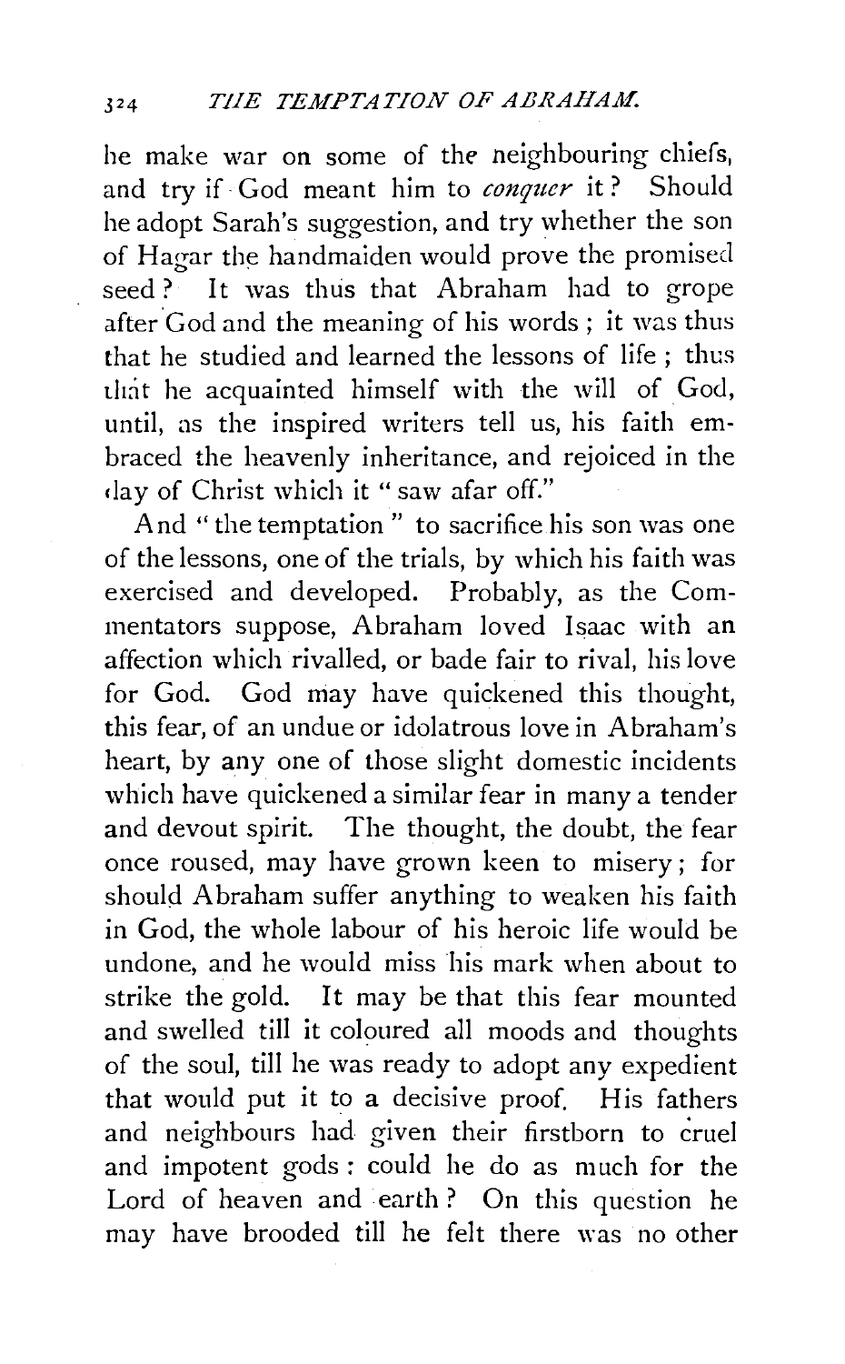he make war on some of the neighbouring chiefs, and try if God meant him to *conquer* it? Should he adopt Sarah's suggestion, and try whether the son of Hagar the handmaiden would prove the promised seed? It was thus that Abraham had to grope after God and the meaning of his words; it was thus that he studied and learned the lessons of life; thus that he acquainted himself with the will of God, until, as the inspired writers tell us, his faith embraced the heavenly inheritance, and rejoiced in the day of Christ which it "saw afar off."

And "the temptation" to sacrifice his son was one of the lessons, one of the trials, by which his faith was exercised and developed. Probably, as the Commentators suppose, Abraham loved Isaac with an affection which rivalled, or bade fair to rival, his love for God. God may have quickened this thought, this fear, of an undue or idolatrous love in Abraham's heart, by any one of those slight domestic incidents which have quickened a similar fear in many a tender and devout spirit. The thought, the doubt, the fear once roused, may have grown keen to misery; for should Abraham suffer anything to weaken his faith in God, the whole labour of his heroic life would be undone, and he would miss his mark when about to strike the gold. It may be that this fear mounted and swelled till it coloured all moods and thoughts of the soul, till he was ready to adopt any expedient that would put it to a decisive proof. His fathers and neighbours had given their firstborn to cruel and impotent gods: could he do as much for the Lord of heaven and earth? On this question he may have brooded till he felt there was no other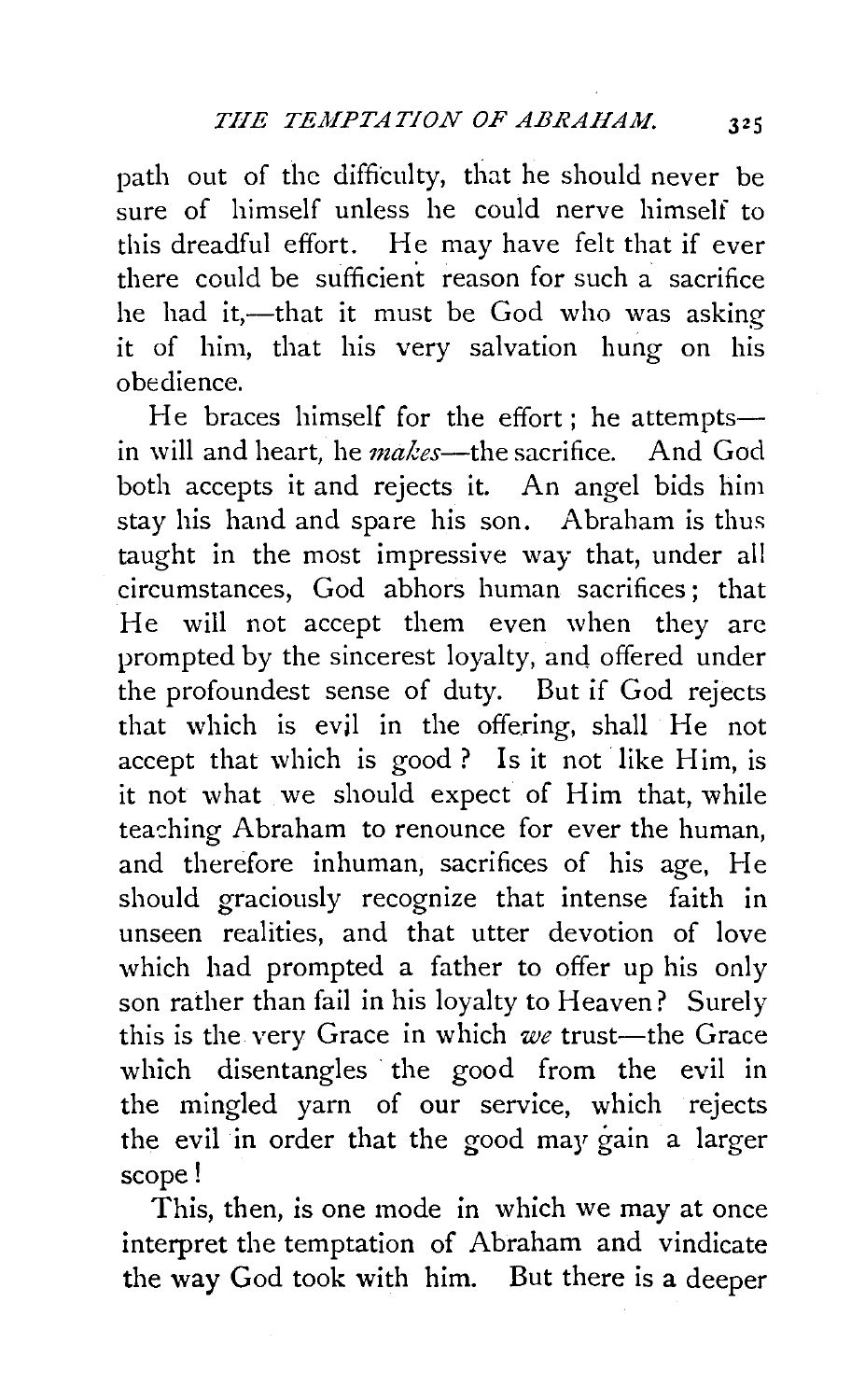path out of the difficulty, that he should never be sure of himself unless he could nerve himself to this dreadful effort. He may have felt that if ever there could be sufficient reason for such a sacrifice he had it,—that it must be God who was asking it of him, that his very salvation hung on his obedience.

He braces himself for the effort; he attempts—in will and heart, he *makes*—the sacrifice. And God both accepts it and rejects it. An angel bids him stay his hand and spare his son. Abraham is thus taught in the most impressive way that, under all circumstances, God abhors human sacrifices; that He will not accept them even when they are prompted by the sincerest loyalty, and offered under the profoundest sense of duty. But if God rejects that which is evil in the offering, shall He not accept that which is good? Is it not like Him, is it not what we should expect of Him that, while teaching Abraham to renounce for ever the human, and therefore inhuman, sacrifices of his age, He should graciously recognize that intense faith in unseen realities, and that utter devotion of love which had prompted a father to offer up his only son rather than fail in his loyalty to Heaven? Surely this is the very Grace in which *we* trust—the Grace which disentangles the good from the evil in the mingled yarn of our service, which rejects the evil in order that the good may gain a larger scope!

This, then, is one mode in which we may at once interpret the temptation of Abraham and vindicate the way God took with him. But there is a deeper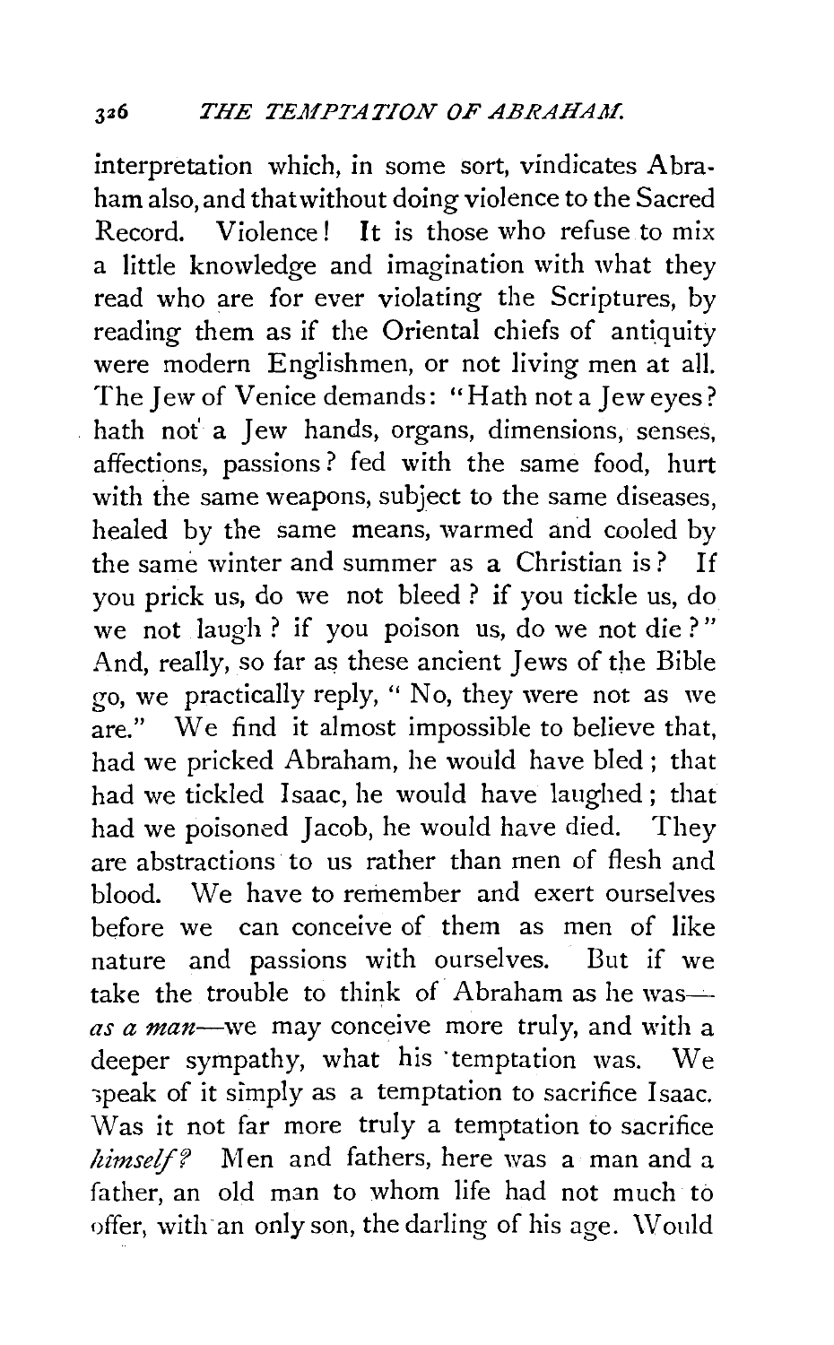interpretation which, in some sort, vindicates Abraham also, and that without doing violence to the Sacred Record. Violence! It is those who refuse to mix a little knowledge and imagination with what they read who are for ever violating the Scriptures, by reading them as if the Oriental chiefs of antiquity were modern Englishmen, or not living men at all. The Jew of Venice demands: "Hath not a Jew eyes? hath not a Jew hands, organs, dimensions, senses, affections, passions? fed with the same food, hurt with the same weapons, subject to the same diseases, healed by the same means, warmed and cooled by the same winter and summer as a Christian is? If you prick us, do we not bleed? if you tickle us, do we not laugh? if you poison us, do we not die?" And, really, so far as these ancient Jews of the Bible go, we practically reply, "No, they were not as we are." We find it almost impossible to believe that, had we pricked Abraham, he would have bled; that had we tickled Isaac, he would have laughed; that had we poisoned Jacob, he would have died. They are abstractions to us rather than men of flesh and blood. We have to remember and exert ourselves before we can conceive of them as men of like nature and passions with ourselves. But if we take the trouble to think of Abraham as he was—*as a man*—we may conceive more truly, and with a deeper sympathy, what his temptation was. We speak of it simply as a temptation to sacrifice Isaac. Was it not far more truly a temptation to sacrifice *himself?* Men and fathers, here was a man and a father, an old man to whom life had not much to offer, with an only son, the darling of his age. Would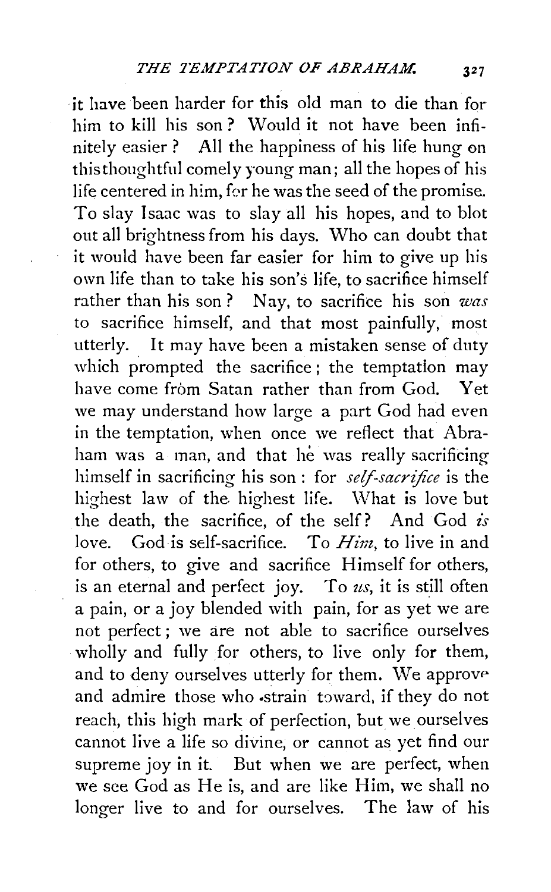it have been harder for this old man to die than for him to kill his son? Would it not have been infinitely easier? All the happiness of his life hung on this thoughtful comely young man; all the hopes of his life centered in him, for he was the seed of the promise. To slay Isaac was to slay all his hopes, and to blot out all brightness from his days. Who can doubt that it would have been far easier for him to give up his own life than to take his son's life, to sacrifice himself rather than his son? Nay, to sacrifice his son *was* to sacrifice himself, and that most painfully, most utterly. It may have been a mistaken sense of duty which prompted the sacrifice; the temptation may have come from Satan rather than from God. Yet we may understand how large a part God had even in the temptation, when once we reflect that Abraham was a man, and that he was really sacrificing himself in sacrificing his son: for *self-sacrifice* is the highest law of the highest life. What is love but the death, the sacrifice, of the self? And God *is* love. God is self-sacrifice. To *Him*, to live in and for others, to give and sacrifice Himself for others, is an eternal and perfect joy. To *us*, it is still often a pain, or a joy blended with pain, for as yet we are not perfect; we are not able to sacrifice ourselves wholly and fully for others, to live only for them, and to deny ourselves utterly for them. We approve and admire those who strain toward, if they do not reach, this high mark of perfection, but we ourselves cannot live a life so divine, or cannot as yet find our supreme joy in it. But when we are perfect, when we see God as He is, and are like Him, we shall no longer live to and for ourselves. The law of his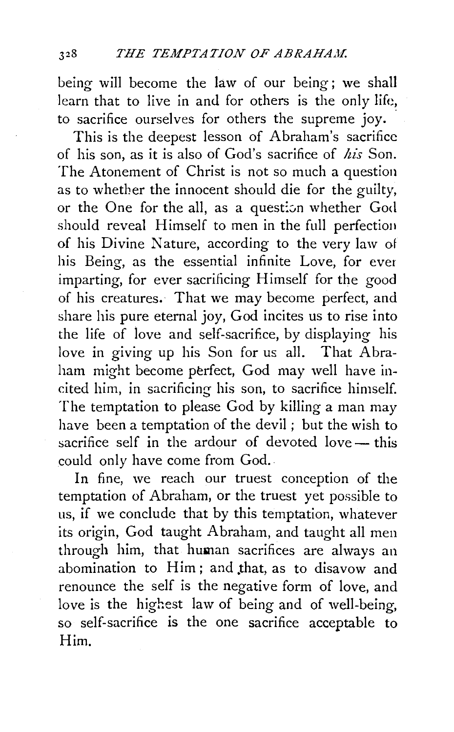being will become the law of our being; we shall learn that to live in and for others is the only life, to sacrifice ourselves for others the supreme joy.

This is the deepest lesson of Abraham's sacrifice of his son, as it is also of God's sacrifice of *his* Son. The Atonement of Christ is not so much a question as to whether the innocent should die for the guilty, or the One for the all, as a question whether God should reveal Himself to men in the full perfection of his Divine Nature, according to the very law of his Being, as the essential infinite Love, for ever imparting, for ever sacrificing Himself for the good of his creatures. That we may become perfect, and share his pure eternal joy, God incites us to rise into the life of love and self-sacrifice, by displaying his love in giving up his Son for us all. That Abraham might become perfect, God may well have incited him, in sacrificing his son, to sacrifice himself. The temptation to please God by killing a man may have been a temptation of the devil; but the wish to sacrifice self in the ardour of devoted love — this could only have come from God.

In fine, we reach our truest conception of the temptation of Abraham, or the truest yet possible to us, if we conclude that by this temptation, whatever its origin, God taught Abraham, and taught all men through him, that human sacrifices are always an abomination to Him; and that, as to disavow and renounce the self is the negative form of love, and love is the highest law of being and of well-being, so self-sacrifice is the one sacrifice acceptable to Him.